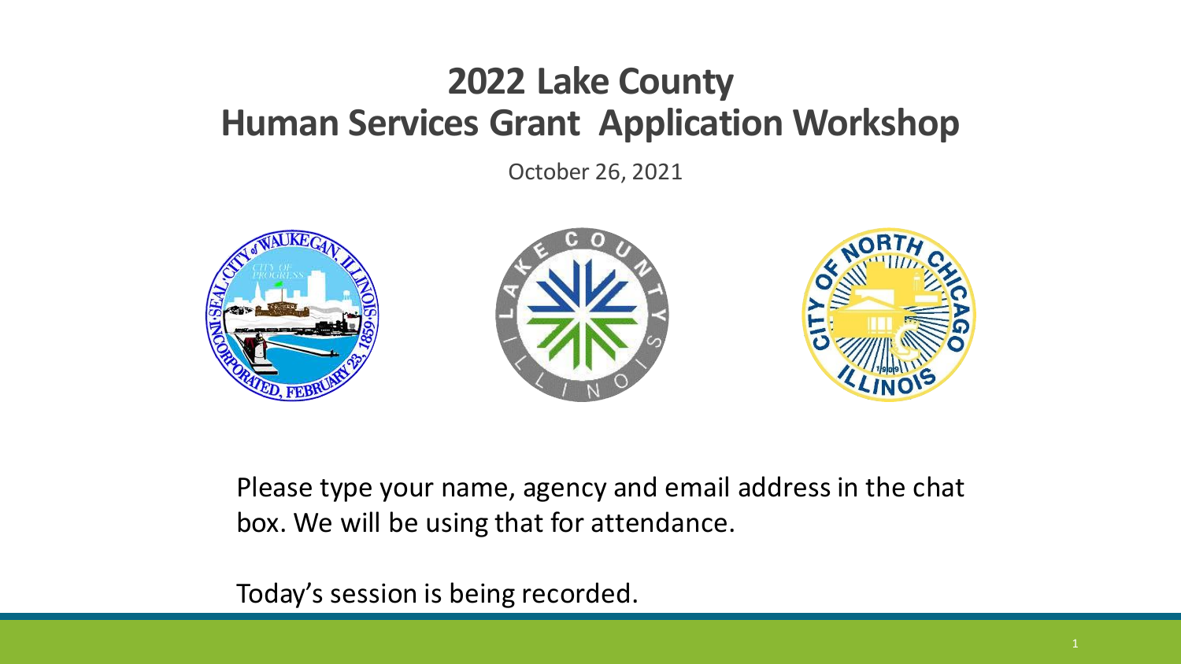# 2022 Lake County
# Human Services Grant Application Workshop

October 26, 2021

Please type your name, agency and email address in the chat box. We will be using that for attendance.

Today's session is being recorded.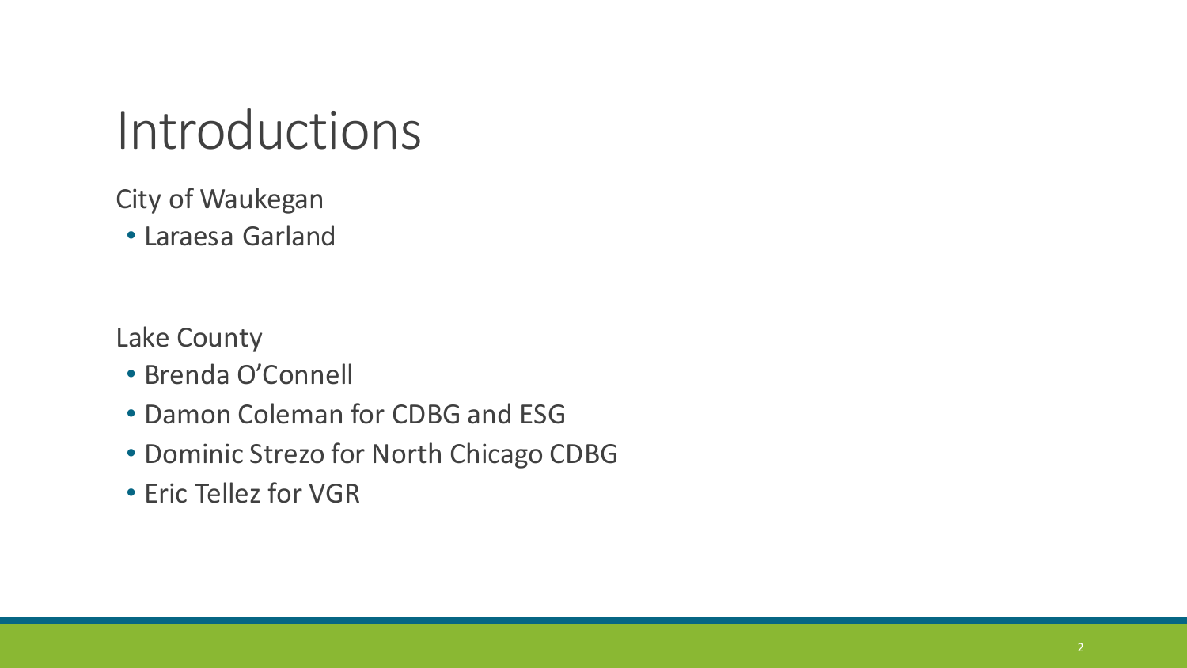# Introductions

City of Waukegan

- Laraesa Garland

Lake County

- Brenda O'Connell
- Damon Coleman for CDBG and ESG
- Dominic Strezo for North Chicago CDBG
- Eric Tellez for VGR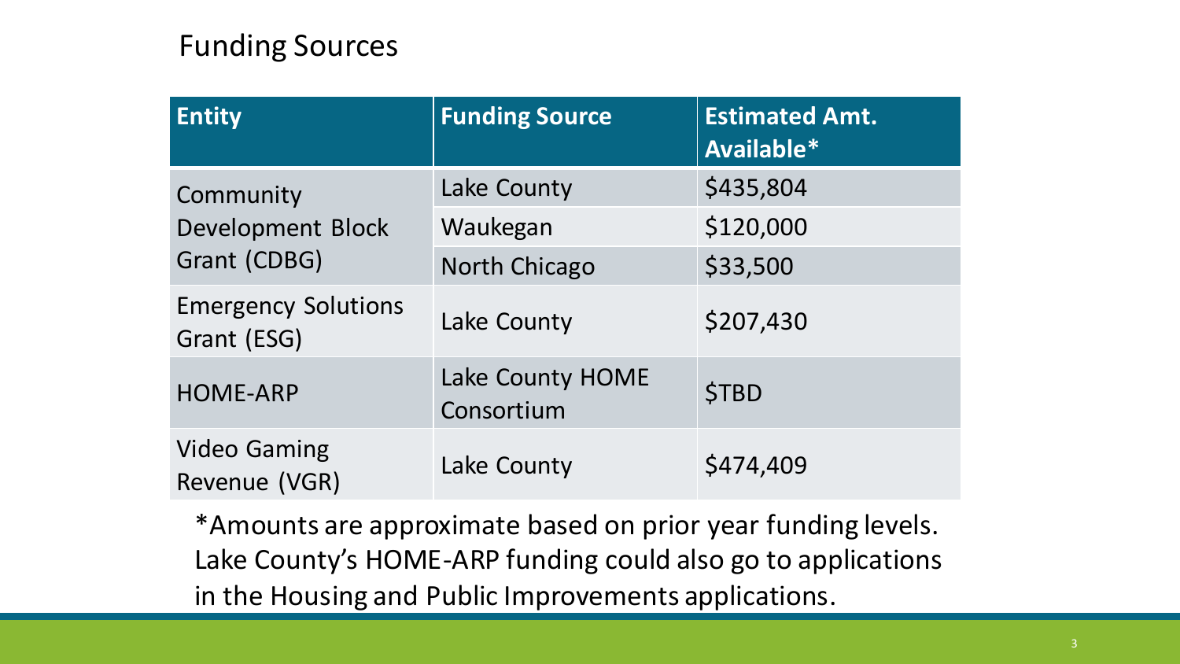## Funding Sources

| Entity | Funding Source | Estimated Amt. Available* |
|---|---|---|
| Community Development Block Grant (CDBG) | Lake County | $435,804 |
| | Waukegan | $120,000 |
| | North Chicago | $33,500 |
| Emergency Solutions Grant (ESG) | Lake County | $207,430 |
| HOME-ARP | Lake County HOME Consortium | $TBD |
| Video Gaming Revenue (VGR) | Lake County | $474,409 |

*Amounts are approximate based on prior year funding levels. Lake County's HOME-ARP funding could also go to applications in the Housing and Public Improvements applications.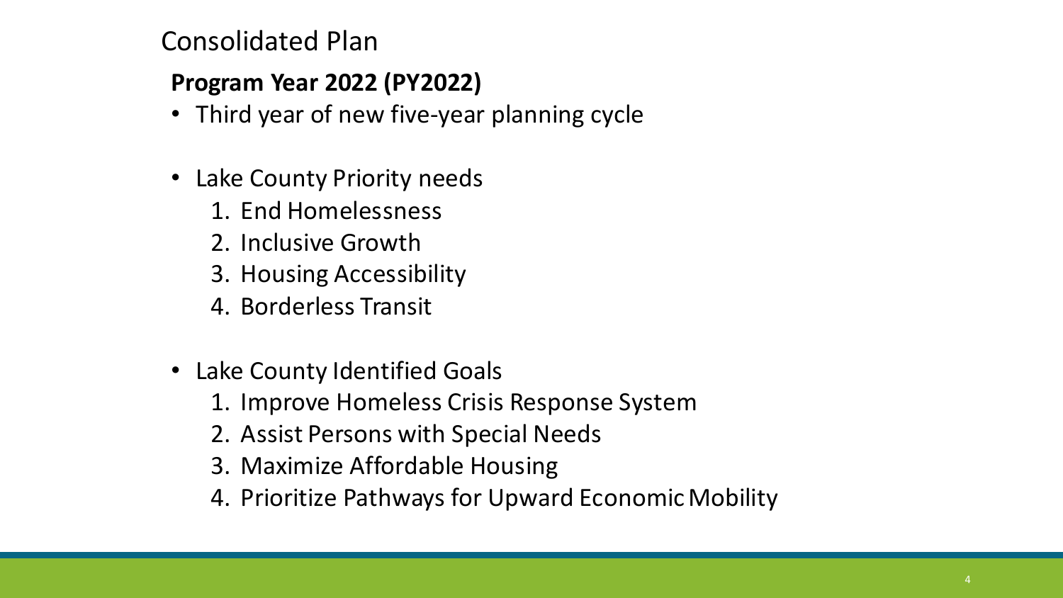# Consolidated Plan

## Program Year 2022 (PY2022)

- Third year of new five-year planning cycle

- Lake County Priority needs
  1. End Homelessness
  2. Inclusive Growth
  3. Housing Accessibility
  4. Borderless Transit

- Lake County Identified Goals
  1. Improve Homeless Crisis Response System
  2. Assist Persons with Special Needs
  3. Maximize Affordable Housing
  4. Prioritize Pathways for Upward Economic Mobility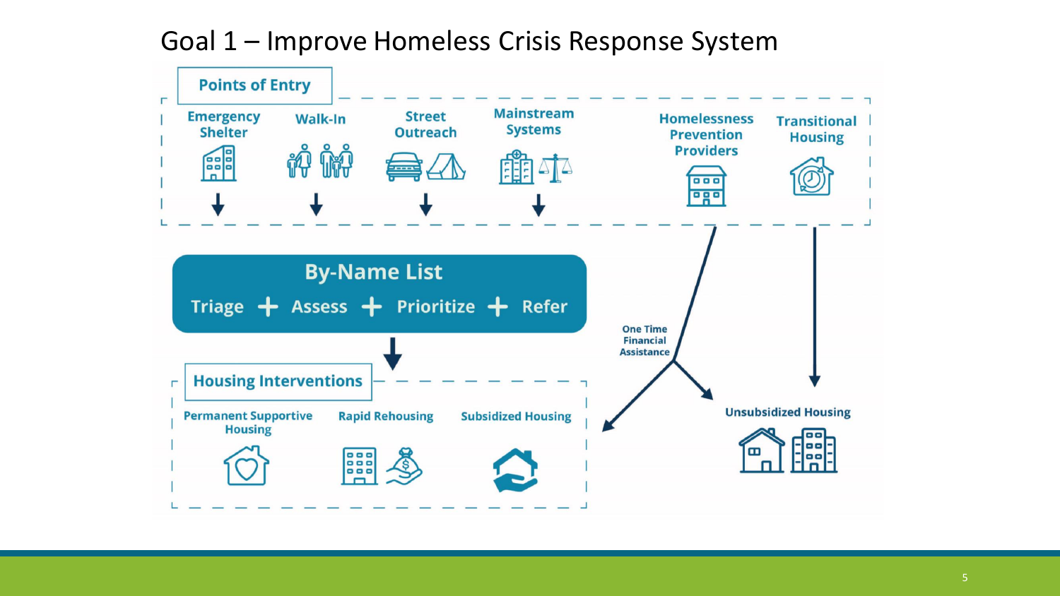# Goal 1 – Improve Homeless Crisis Response System

**Points of Entry**

- Emergency Shelter
- Walk-In
- Street Outreach
- Mainstream Systems
- Homelessness Prevention Providers
- Transitional Housing

**By-Name List**

Triage + Assess + Prioritize + Refer

**Housing Interventions**

- Permanent Supportive Housing
- Rapid Rehousing
- Subsidized Housing

One Time Financial Assistance

**Unsubsidized Housing**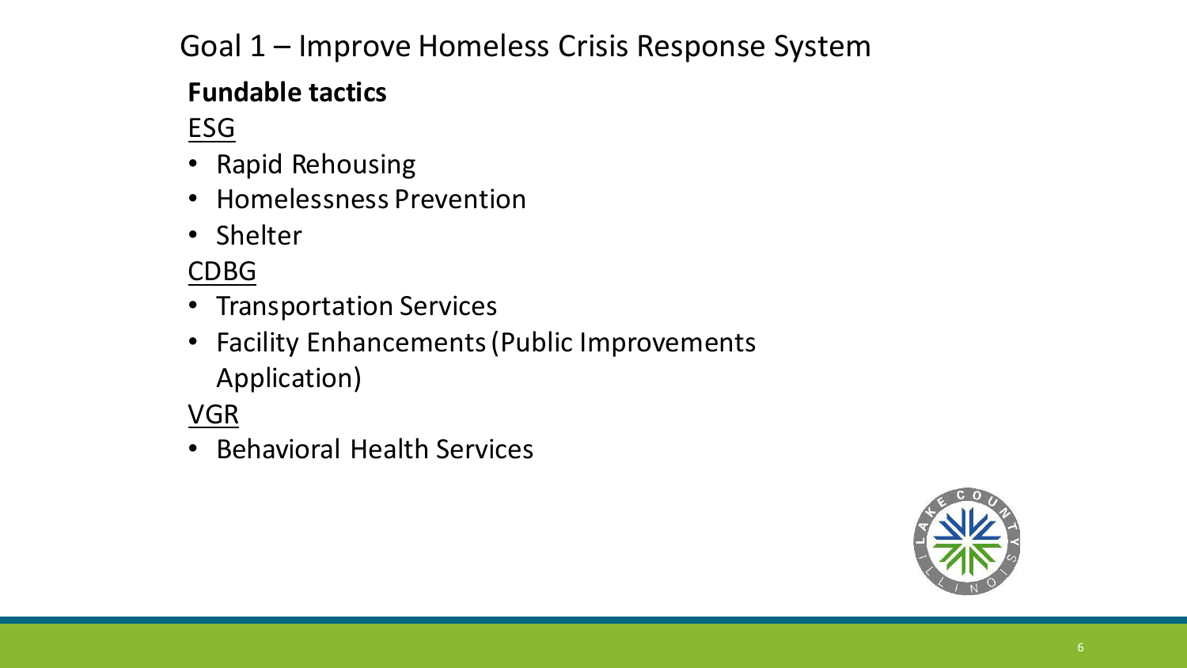# Goal 1 – Improve Homeless Crisis Response System

**Fundable tactics**

ESG

- Rapid Rehousing
- Homelessness Prevention
- Shelter

CDBG

- Transportation Services
- Facility Enhancements (Public Improvements Application)

VGR

- Behavioral Health Services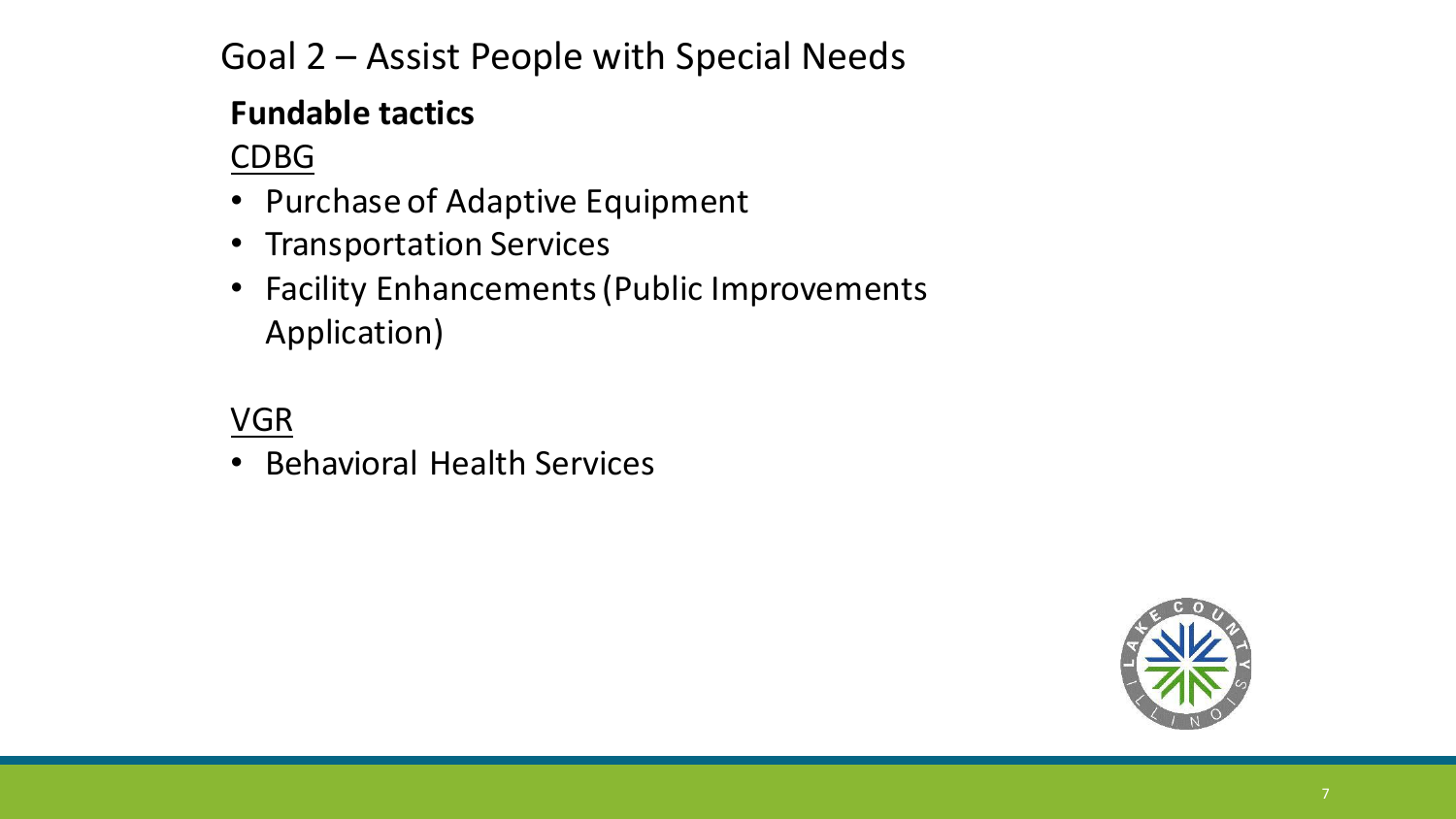# Goal 2 – Assist People with Special Needs

**Fundable tactics**

CDBG

- Purchase of Adaptive Equipment
- Transportation Services
- Facility Enhancements (Public Improvements Application)

VGR

- Behavioral Health Services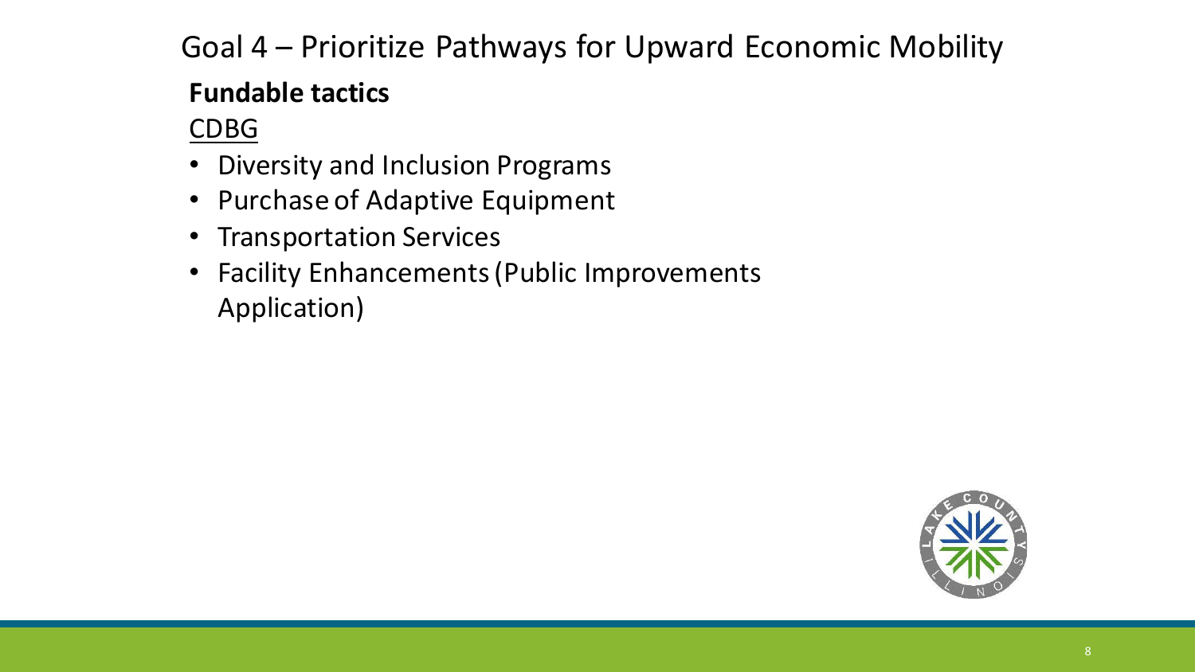# Goal 4 – Prioritize Pathways for Upward Economic Mobility

**Fundable tactics**

CDBG

- Diversity and Inclusion Programs
- Purchase of Adaptive Equipment
- Transportation Services
- Facility Enhancements (Public Improvements Application)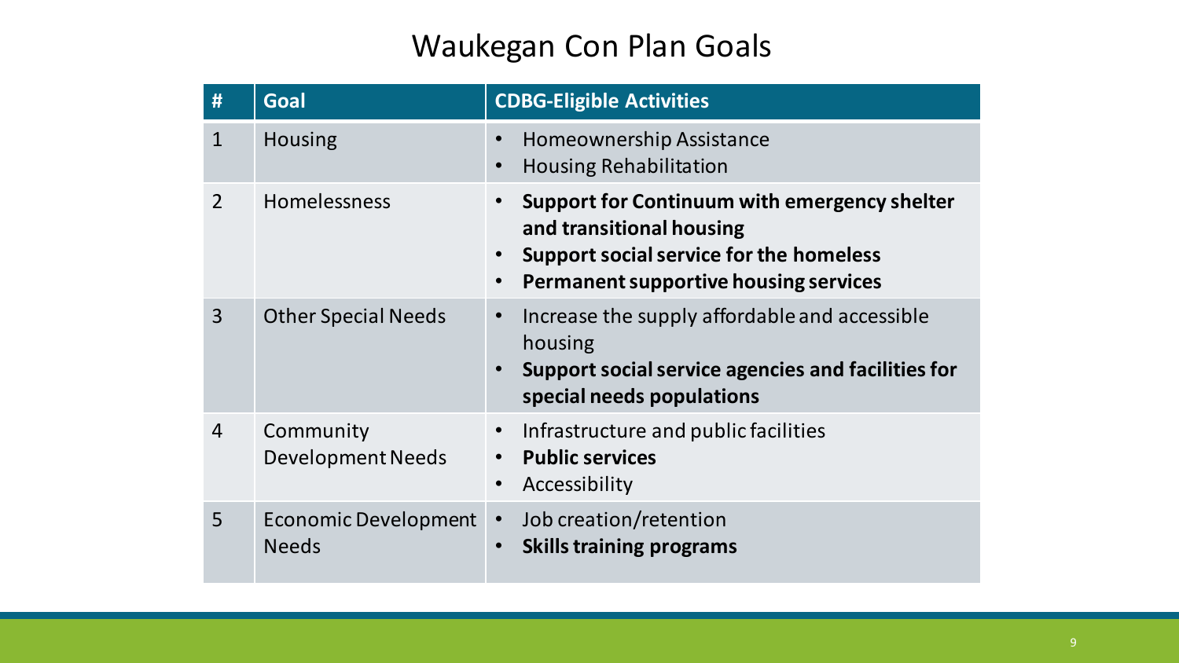# Waukegan Con Plan Goals

| # | Goal | CDBG-Eligible Activities |
|---|---|---|
| 1 | Housing | • Homeownership Assistance<br>• Housing Rehabilitation |
| 2 | Homelessness | • **Support for Continuum with emergency shelter and transitional housing**<br>• **Support social service for the homeless**<br>• **Permanent supportive housing services** |
| 3 | Other Special Needs | • Increase the supply affordable and accessible housing<br>• **Support social service agencies and facilities for special needs populations** |
| 4 | Community Development Needs | • Infrastructure and public facilities<br>• **Public services**<br>• Accessibility |
| 5 | Economic Development Needs | • Job creation/retention<br>• **Skills training programs** |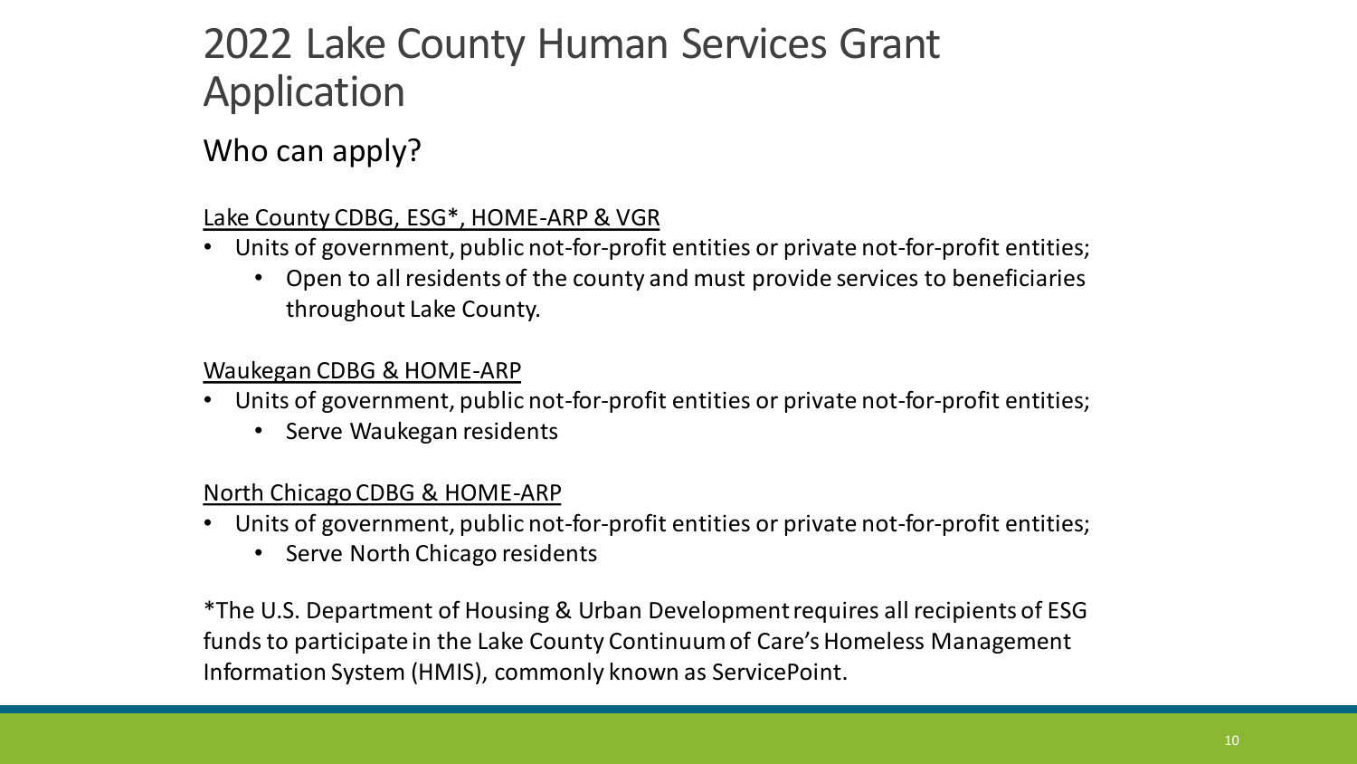# 2022 Lake County Human Services Grant Application

## Who can apply?

Lake County CDBG, ESG*, HOME-ARP & VGR

- Units of government, public not-for-profit entities or private not-for-profit entities;
  - Open to all residents of the county and must provide services to beneficiaries throughout Lake County.

Waukegan CDBG & HOME-ARP

- Units of government, public not-for-profit entities or private not-for-profit entities;
  - Serve Waukegan residents

North Chicago CDBG & HOME-ARP

- Units of government, public not-for-profit entities or private not-for-profit entities;
  - Serve North Chicago residents

*The U.S. Department of Housing & Urban Development requires all recipients of ESG funds to participate in the Lake County Continuum of Care's Homeless Management Information System (HMIS), commonly known as ServicePoint.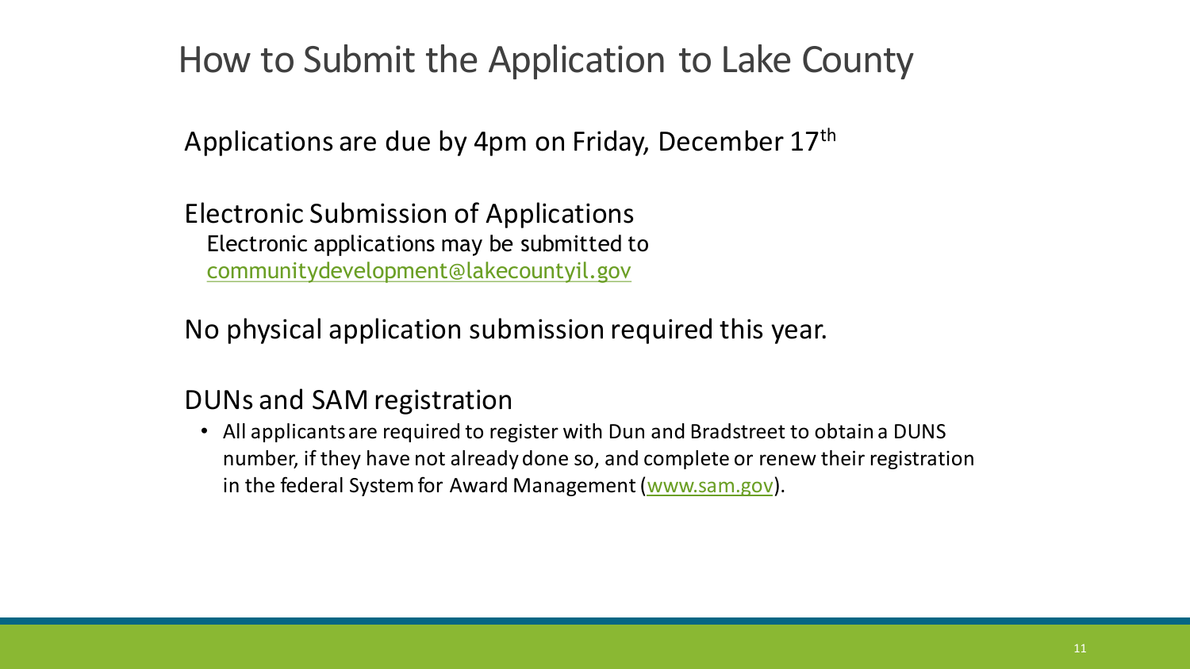# How to Submit the Application to Lake County

Applications are due by 4pm on Friday, December 17th

## Electronic Submission of Applications

Electronic applications may be submitted to communitydevelopment@lakecountyil.gov

No physical application submission required this year.

## DUNs and SAM registration

- All applicants are required to register with Dun and Bradstreet to obtain a DUNS number, if they have not already done so, and complete or renew their registration in the federal System for Award Management (www.sam.gov).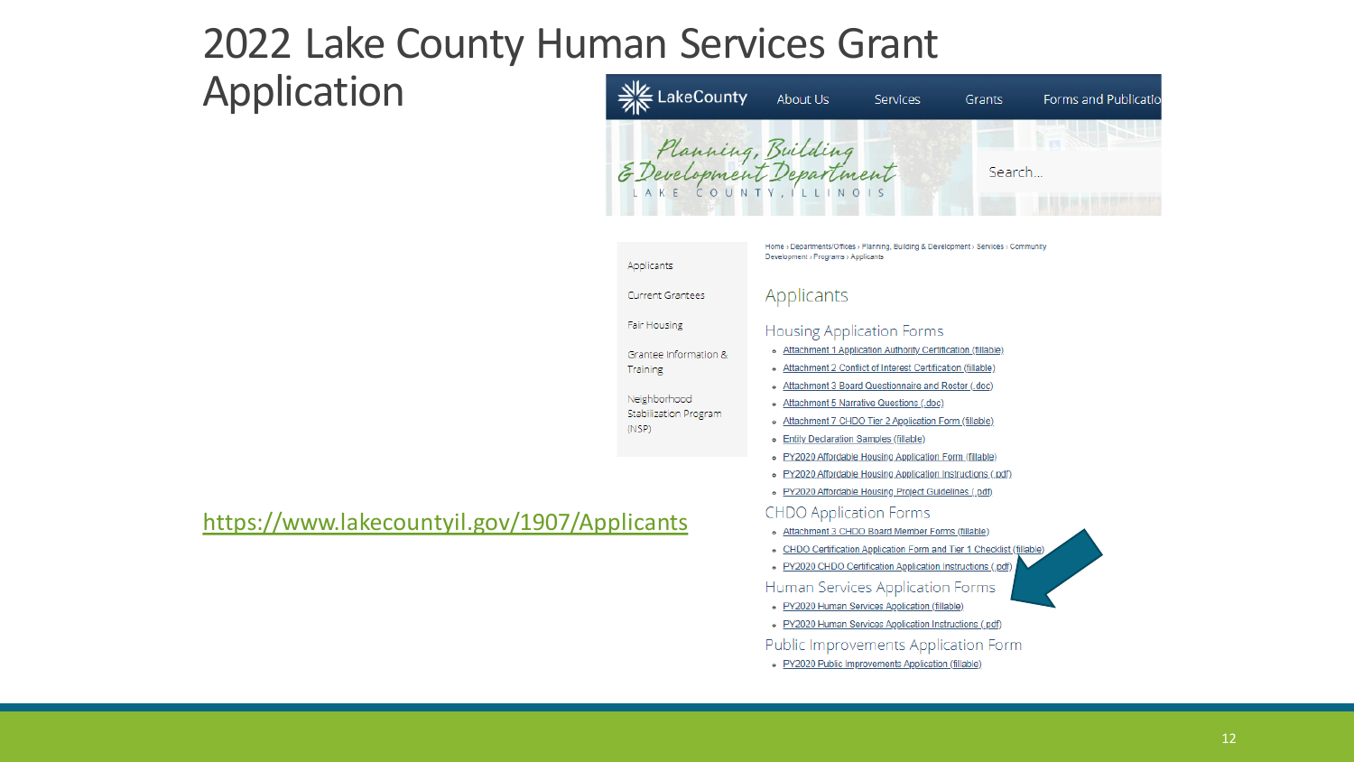# 2022 Lake County Human Services Grant Application

https://www.lakecountyil.gov/1907/Applicants

LakeCounty | About Us | Services | Grants | Forms and Publicatio

Planning, Building & Development Department
LAKE COUNTY, ILLINOIS

Search...

- Applicants
- Current Grantees
- Fair Housing
- Grantee Information & Training
- Neighborhood Stabilization Program (NSP)

Home › Departments/Offices › Planning, Building & Development › Services › Community Development › Programs › Applicants

## Applicants

### Housing Application Forms

- Attachment 1 Application Authority Certification (fillable)
- Attachment 2 Conflict of Interest Certification (fillable)
- Attachment 3 Board Questionnaire and Roster (.doc)
- Attachment 5 Narrative Questions (.doc)
- Attachment 7 CHDO Tier 2 Application Form (fillable)
- Entity Declaration Samples (fillable)
- PY2020 Affordable Housing Application Form (fillable)
- PY2020 Affordable Housing Application Instructions (.pdf)
- PY2020 Affordable Housing Project Guidelines (.pdf)

### CHDO Application Forms

- Attachment 3 CHDO Board Member Forms (fillable)
- CHDO Certification Application Form and Tier 1 Checklist (fillable)
- PY2020 CHDO Certification Application Instructions (.pdf)

### Human Services Application Forms

- PY2020 Human Services Application (fillable)
- PY2020 Human Services Application Instructions (.pdf)

### Public Improvements Application Form

- PY2020 Public Improvements Application (fillable)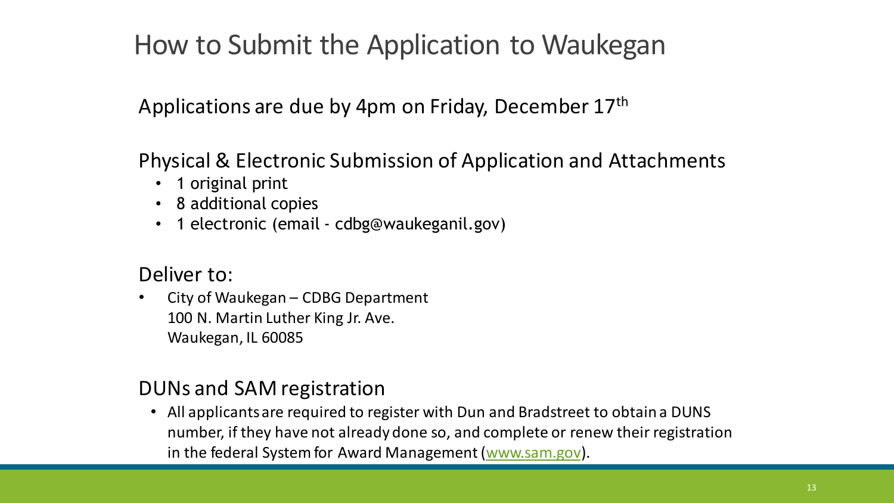# How to Submit the Application to Waukegan

Applications are due by 4pm on Friday, December 17th

Physical & Electronic Submission of Application and Attachments

- 1 original print
- 8 additional copies
- 1 electronic (email - cdbg@waukeganil.gov)

Deliver to:

- City of Waukegan – CDBG Department
  100 N. Martin Luther King Jr. Ave.
  Waukegan, IL 60085

## DUNs and SAM registration

- All applicants are required to register with Dun and Bradstreet to obtain a DUNS number, if they have not already done so, and complete or renew their registration in the federal System for Award Management (www.sam.gov).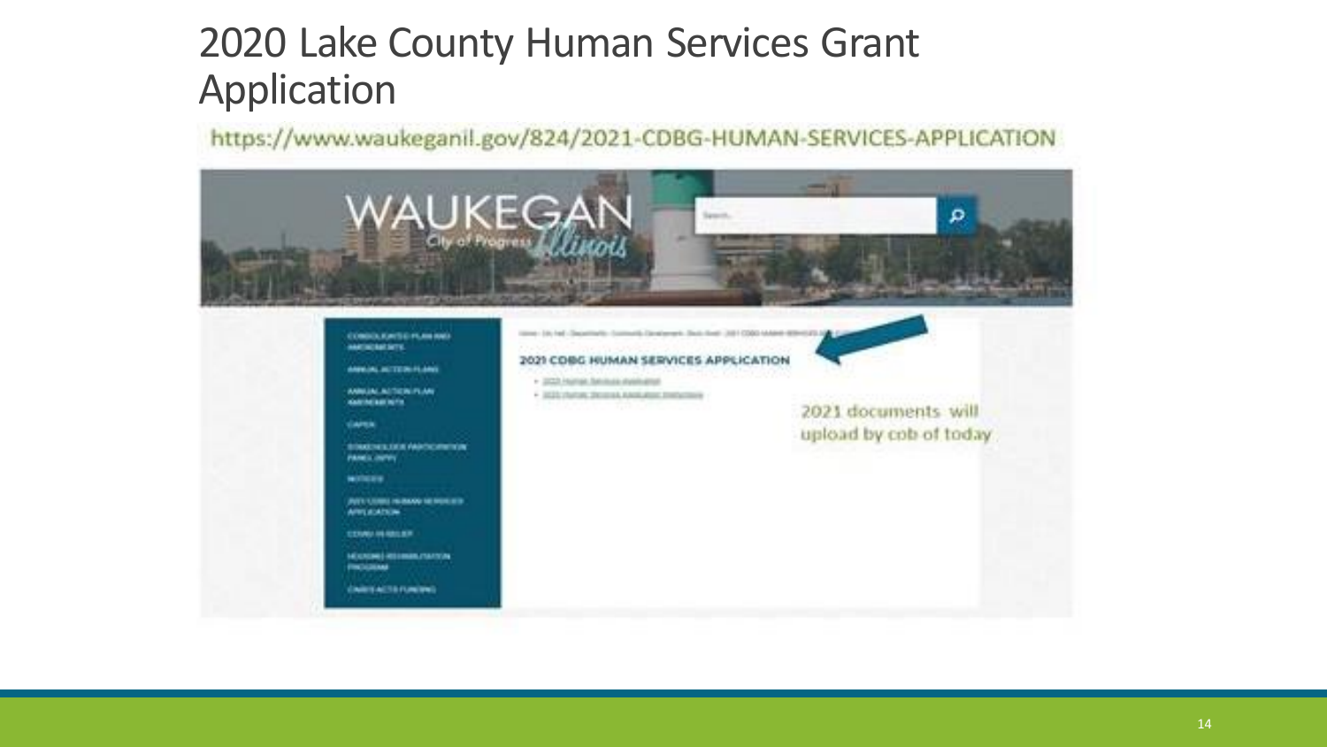# 2020 Lake County Human Services Grant Application

https://www.waukeganil.gov/824/2021-CDBG-HUMAN-SERVICES-APPLICATION

WAUKEGAN City of Progress Illinois

- CONSOLIDATED PLAN AND AMENDMENTS
- ANNUAL ACTION PLANS
- ANNUAL ACTION PLAN AMENDMENTS
- CAPER
- STAKEHOLDER PARTICIPATION PANEL (SPP)
- NOTICES
- 2021 CDBG HUMAN SERVICES APPLICATION
- COVID-19 RELIEF
- HOUSING REHABILITATION PROGRAM
- CARES ACTS FUNDING

## 2021 CDBG HUMAN SERVICES APPLICATION

2021 documents will upload by cob of today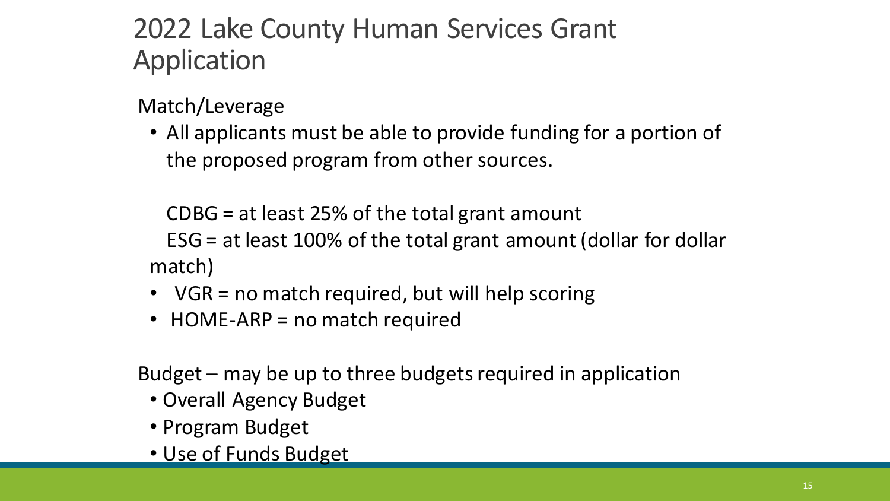# 2022 Lake County Human Services Grant Application

Match/Leverage

- All applicants must be able to provide funding for a portion of the proposed program from other sources.

  CDBG = at least 25% of the total grant amount

  ESG = at least 100% of the total grant amount (dollar for dollar match)

- VGR = no match required, but will help scoring
- HOME-ARP = no match required

Budget – may be up to three budgets required in application

- Overall Agency Budget
- Program Budget
- Use of Funds Budget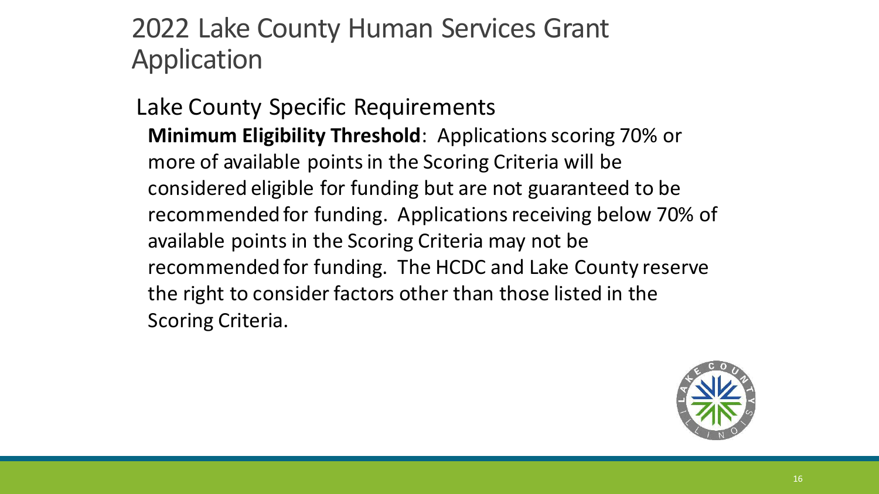# 2022 Lake County Human Services Grant Application

## Lake County Specific Requirements

**Minimum Eligibility Threshold**: Applications scoring 70% or more of available points in the Scoring Criteria will be considered eligible for funding but are not guaranteed to be recommended for funding. Applications receiving below 70% of available points in the Scoring Criteria may not be recommended for funding. The HCDC and Lake County reserve the right to consider factors other than those listed in the Scoring Criteria.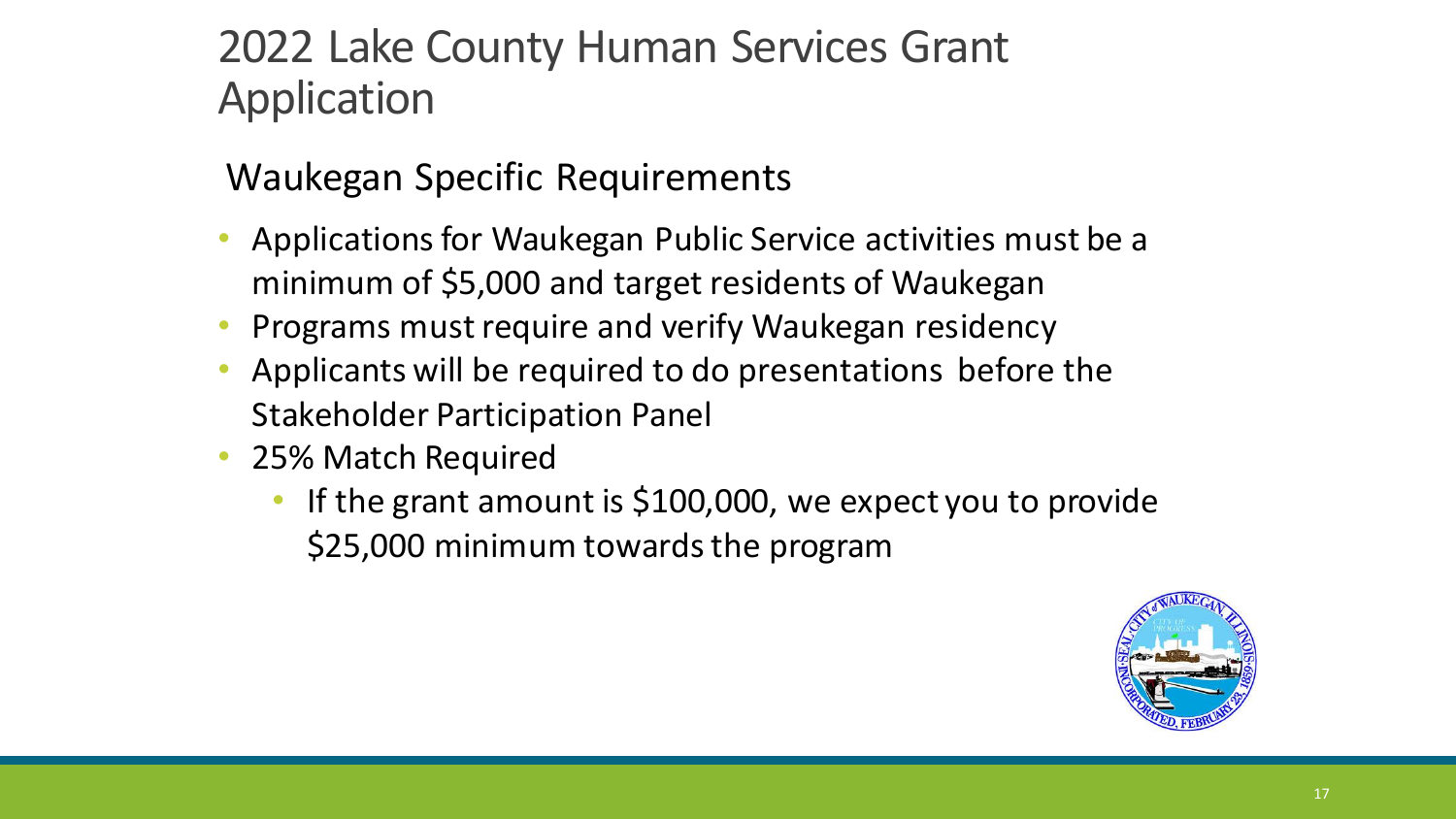# 2022 Lake County Human Services Grant Application

## Waukegan Specific Requirements

- Applications for Waukegan Public Service activities must be a minimum of $5,000 and target residents of Waukegan
- Programs must require and verify Waukegan residency
- Applicants will be required to do presentations before the Stakeholder Participation Panel
- 25% Match Required
  - If the grant amount is $100,000, we expect you to provide $25,000 minimum towards the program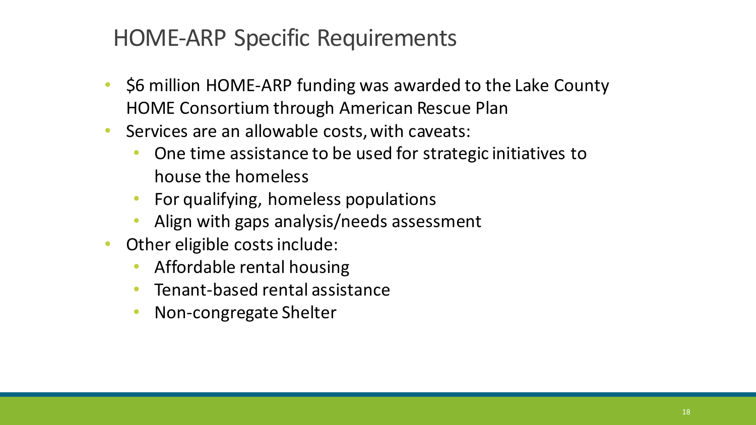# HOME-ARP Specific Requirements

- $6 million HOME-ARP funding was awarded to the Lake County HOME Consortium through American Rescue Plan
- Services are an allowable costs, with caveats:
  - One time assistance to be used for strategic initiatives to house the homeless
  - For qualifying, homeless populations
  - Align with gaps analysis/needs assessment
- Other eligible costs include:
  - Affordable rental housing
  - Tenant-based rental assistance
  - Non-congregate Shelter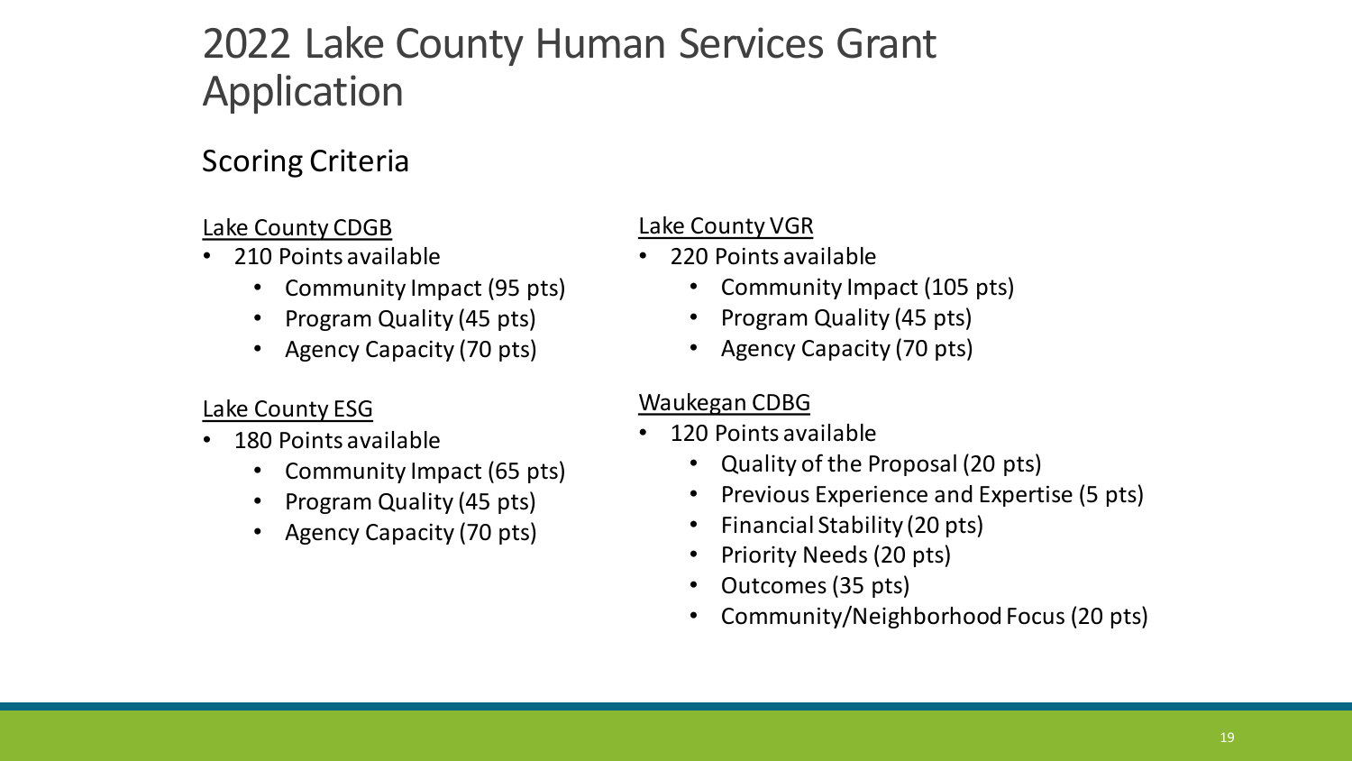# 2022 Lake County Human Services Grant Application

## Scoring Criteria

Lake County CDGB

- 210 Points available
  - Community Impact (95 pts)
  - Program Quality (45 pts)
  - Agency Capacity (70 pts)

Lake County ESG

- 180 Points available
  - Community Impact (65 pts)
  - Program Quality (45 pts)
  - Agency Capacity (70 pts)

Lake County VGR

- 220 Points available
  - Community Impact (105 pts)
  - Program Quality (45 pts)
  - Agency Capacity (70 pts)

Waukegan CDBG

- 120 Points available
  - Quality of the Proposal (20 pts)
  - Previous Experience and Expertise (5 pts)
  - Financial Stability (20 pts)
  - Priority Needs (20 pts)
  - Outcomes (35 pts)
  - Community/Neighborhood Focus (20 pts)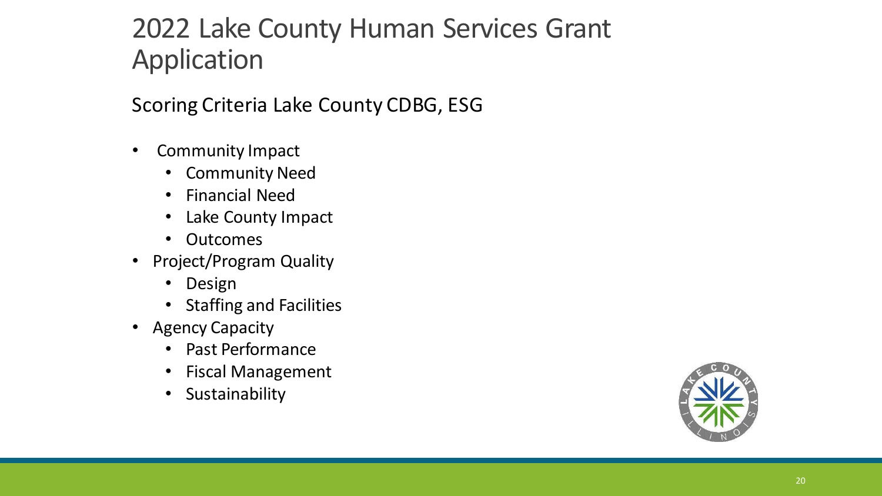# 2022 Lake County Human Services Grant Application

## Scoring Criteria Lake County CDBG, ESG

- Community Impact
  - Community Need
  - Financial Need
  - Lake County Impact
  - Outcomes
- Project/Program Quality
  - Design
  - Staffing and Facilities
- Agency Capacity
  - Past Performance
  - Fiscal Management
  - Sustainability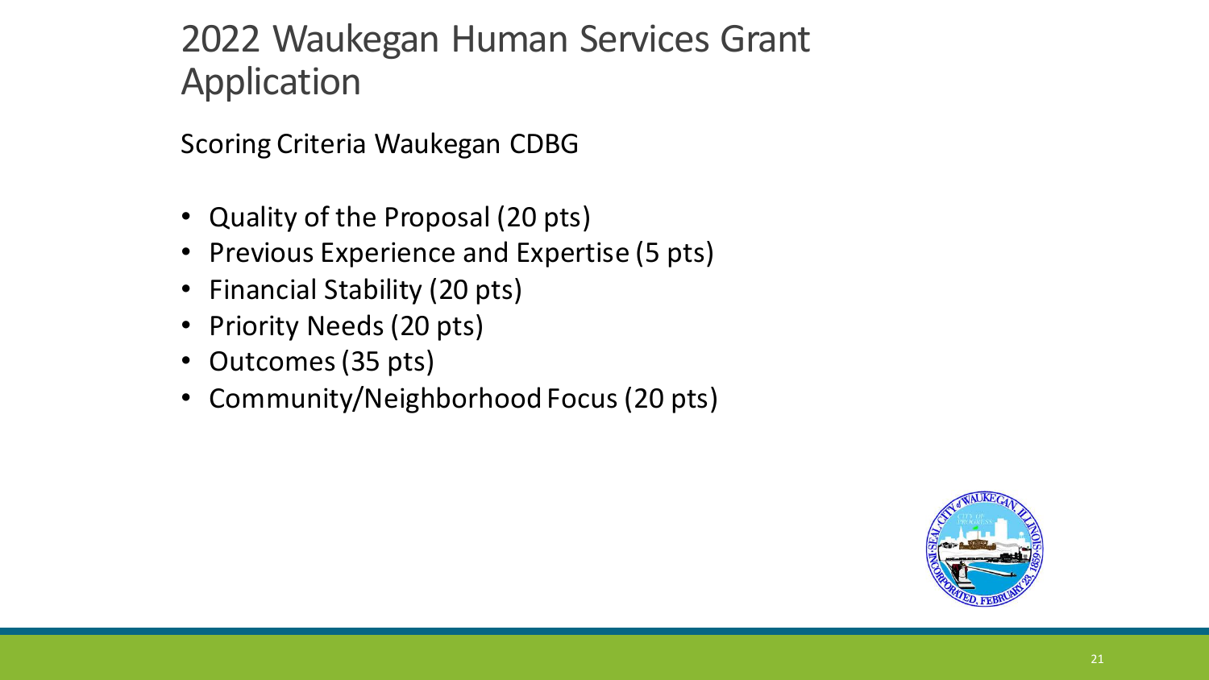# 2022 Waukegan Human Services Grant Application

Scoring Criteria Waukegan CDBG

- Quality of the Proposal (20 pts)
- Previous Experience and Expertise (5 pts)
- Financial Stability (20 pts)
- Priority Needs (20 pts)
- Outcomes (35 pts)
- Community/Neighborhood Focus (20 pts)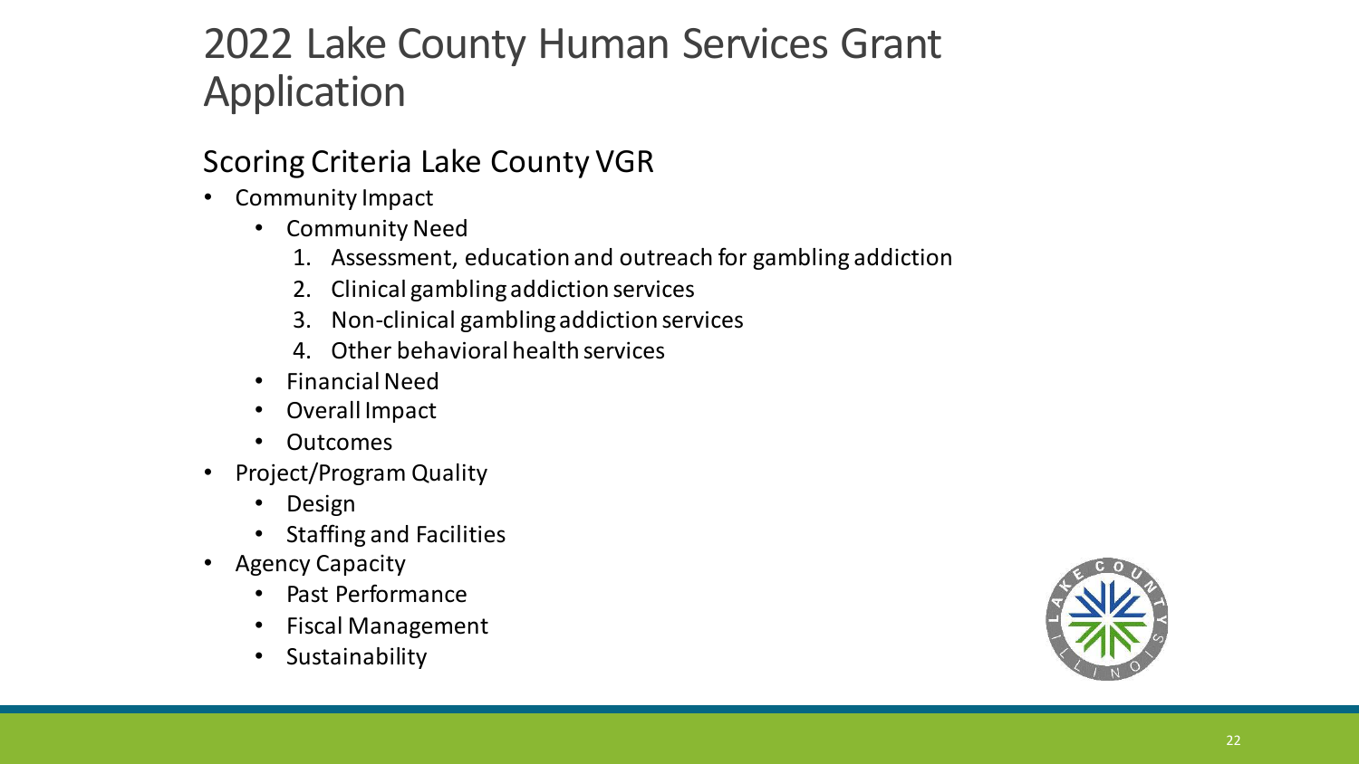# 2022 Lake County Human Services Grant Application

## Scoring Criteria Lake County VGR

- Community Impact
  - Community Need
    1. Assessment, education and outreach for gambling addiction
    2. Clinical gambling addiction services
    3. Non-clinical gambling addiction services
    4. Other behavioral health services
  - Financial Need
  - Overall Impact
  - Outcomes
- Project/Program Quality
  - Design
  - Staffing and Facilities
- Agency Capacity
  - Past Performance
  - Fiscal Management
  - Sustainability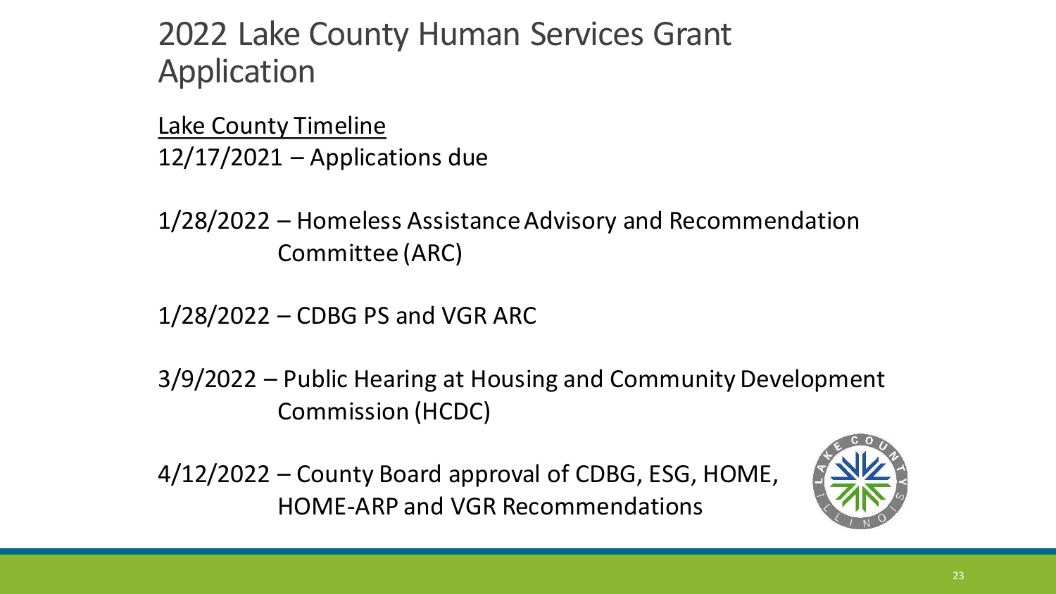# 2022 Lake County Human Services Grant Application

<u>Lake County Timeline</u>

12/17/2021 – Applications due

1/28/2022 – Homeless Assistance Advisory and Recommendation Committee (ARC)

1/28/2022 – CDBG PS and VGR ARC

3/9/2022 – Public Hearing at Housing and Community Development Commission (HCDC)

4/12/2022 – County Board approval of CDBG, ESG, HOME, HOME-ARP and VGR Recommendations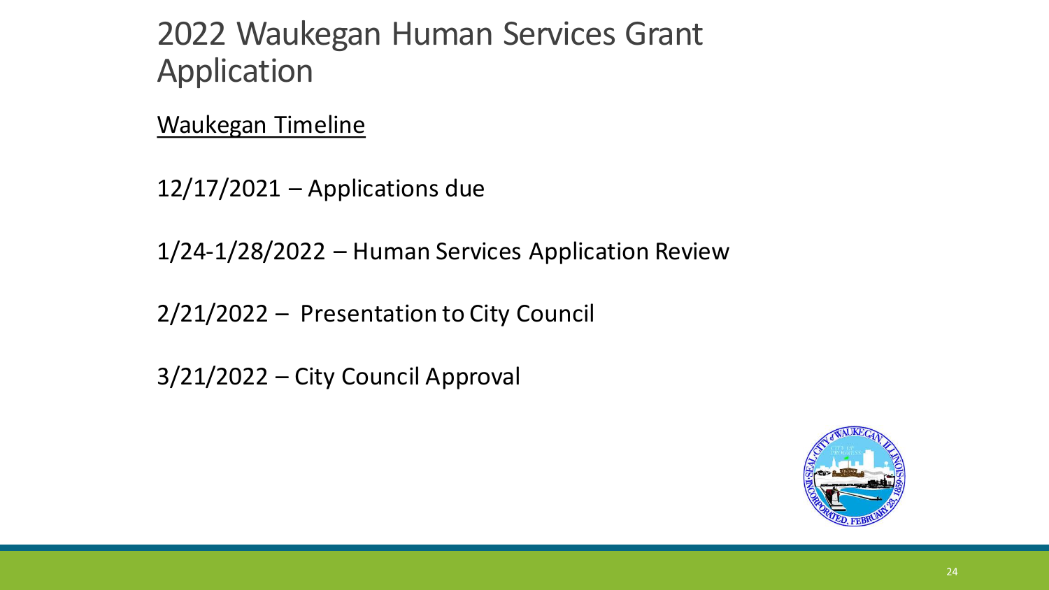# 2022 Waukegan Human Services Grant Application

Waukegan Timeline

12/17/2021 – Applications due

1/24-1/28/2022 – Human Services Application Review

2/21/2022 – Presentation to City Council

3/21/2022 – City Council Approval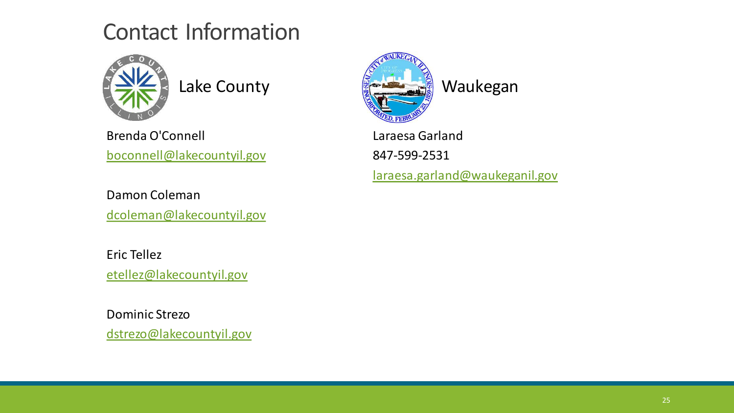# Contact Information

## Lake County

Brenda O'Connell
boconnell@lakecountyil.gov

Damon Coleman
dcoleman@lakecountyil.gov

Eric Tellez
etellez@lakecountyil.gov

Dominic Strezo
dstrezo@lakecountyil.gov

## Waukegan

Laraesa Garland
847-599-2531
laraesa.garland@waukeganil.gov